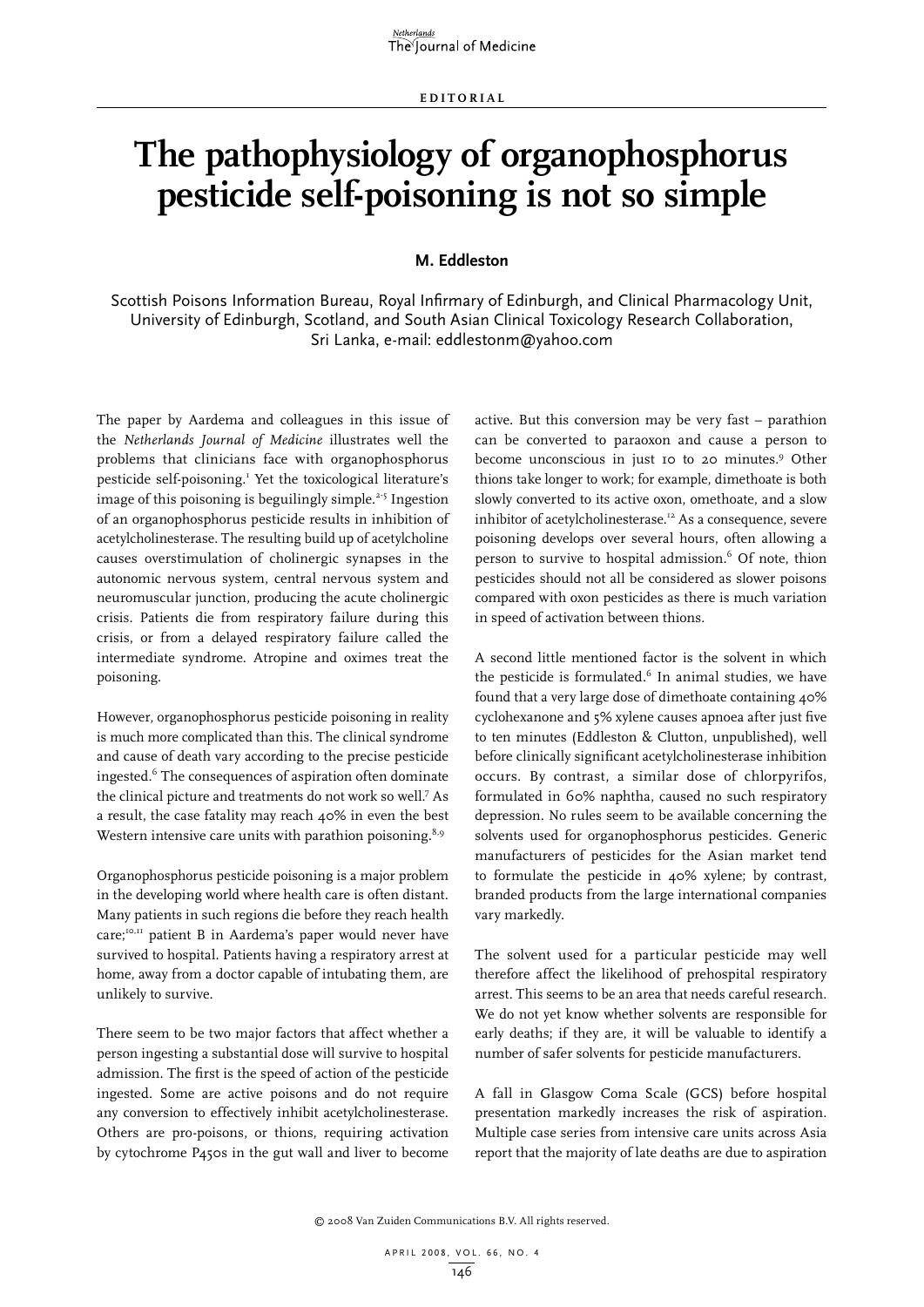EDITORIAL

# The pathophysiology of organophosphorus pesticide self-poisoning is not so simple

**M. Eddleston**

Scottish Poisons Information Bureau, Royal Infirmary of Edinburgh, and Clinical Pharmacology Unit, University of Edinburgh, Scotland, and South Asian Clinical Toxicology Research Collaboration, Sri Lanka, e-mail: eddlestonm@yahoo.com

The paper by Aardema and colleagues in this issue of the *Netherlands Journal of Medicine* illustrates well the problems that clinicians face with organophosphorus pesticide self-poisoning.[1] Yet the toxicological literature's image of this poisoning is beguilingly simple.[2-5] Ingestion of an organophosphorus pesticide results in inhibition of acetylcholinesterase. The resulting build up of acetylcholine causes overstimulation of cholinergic synapses in the autonomic nervous system, central nervous system and neuromuscular junction, producing the acute cholinergic crisis. Patients die from respiratory failure during this crisis, or from a delayed respiratory failure called the intermediate syndrome. Atropine and oximes treat the poisoning.

However, organophosphorus pesticide poisoning in reality is much more complicated than this. The clinical syndrome and cause of death vary according to the precise pesticide ingested.[6] The consequences of aspiration often dominate the clinical picture and treatments do not work so well.[7] As a result, the case fatality may reach 40% in even the best Western intensive care units with parathion poisoning.[8,9]

Organophosphorus pesticide poisoning is a major problem in the developing world where health care is often distant. Many patients in such regions die before they reach health care;[10,11] patient B in Aardema's paper would never have survived to hospital. Patients having a respiratory arrest at home, away from a doctor capable of intubating them, are unlikely to survive.

There seem to be two major factors that affect whether a person ingesting a substantial dose will survive to hospital admission. The first is the speed of action of the pesticide ingested. Some are active poisons and do not require any conversion to effectively inhibit acetylcholinesterase. Others are pro-poisons, or thions, requiring activation by cytochrome P450s in the gut wall and liver to become active. But this conversion may be very fast – parathion can be converted to paraoxon and cause a person to become unconscious in just 10 to 20 minutes.[9] Other thions take longer to work; for example, dimethoate is both slowly converted to its active oxon, omethoate, and a slow inhibitor of acetylcholinesterase.[12] As a consequence, severe poisoning develops over several hours, often allowing a person to survive to hospital admission.[6] Of note, thion pesticides should not all be considered as slower poisons compared with oxon pesticides as there is much variation in speed of activation between thions.

A second little mentioned factor is the solvent in which the pesticide is formulated.[6] In animal studies, we have found that a very large dose of dimethoate containing 40% cyclohexanone and 5% xylene causes apnoea after just five to ten minutes (Eddleston & Clutton, unpublished), well before clinically significant acetylcholinesterase inhibition occurs. By contrast, a similar dose of chlorpyrifos, formulated in 60% naphtha, caused no such respiratory depression. No rules seem to be available concerning the solvents used for organophosphorus pesticides. Generic manufacturers of pesticides for the Asian market tend to formulate the pesticide in 40% xylene; by contrast, branded products from the large international companies vary markedly.

The solvent used for a particular pesticide may well therefore affect the likelihood of prehospital respiratory arrest. This seems to be an area that needs careful research. We do not yet know whether solvents are responsible for early deaths; if they are, it will be valuable to identify a number of safer solvents for pesticide manufacturers.

A fall in Glasgow Coma Scale (GCS) before hospital presentation markedly increases the risk of aspiration. Multiple case series from intensive care units across Asia report that the majority of late deaths are due to aspiration

© 2008 Van Zuiden Communications B.V. All rights reserved.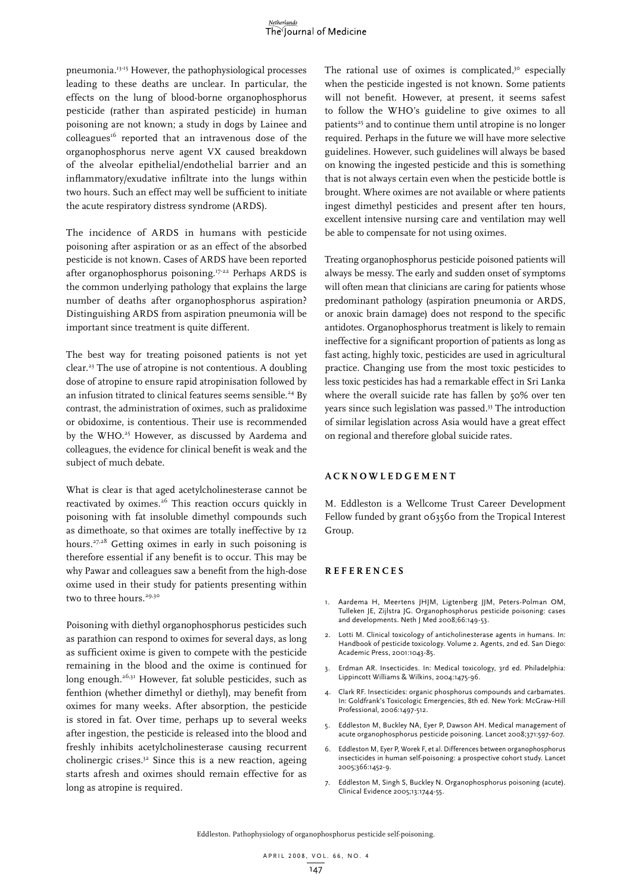pneumonia.[13-15] However, the pathophysiological processes leading to these deaths are unclear. In particular, the effects on the lung of blood-borne organophosphorus pesticide (rather than aspirated pesticide) in human poisoning are not known; a study in dogs by Lainee and colleagues[16] reported that an intravenous dose of the organophosphorus nerve agent VX caused breakdown of the alveolar epithelial/endothelial barrier and an inflammatory/exudative infiltrate into the lungs within two hours. Such an effect may well be sufficient to initiate the acute respiratory distress syndrome (ARDS).

The incidence of ARDS in humans with pesticide poisoning after aspiration or as an effect of the absorbed pesticide is not known. Cases of ARDS have been reported after organophosphorus poisoning.[17-22] Perhaps ARDS is the common underlying pathology that explains the large number of deaths after organophosphorus aspiration? Distinguishing ARDS from aspiration pneumonia will be important since treatment is quite different.

The best way for treating poisoned patients is not yet clear.[23] The use of atropine is not contentious. A doubling dose of atropine to ensure rapid atropinisation followed by an infusion titrated to clinical features seems sensible.[24] By contrast, the administration of oximes, such as pralidoxime or obidoxime, is contentious. Their use is recommended by the WHO.[25] However, as discussed by Aardema and colleagues, the evidence for clinical benefit is weak and the subject of much debate.

What is clear is that aged acetylcholinesterase cannot be reactivated by oximes.[26] This reaction occurs quickly in poisoning with fat insoluble dimethyl compounds such as dimethoate, so that oximes are totally ineffective by 12 hours.[27,28] Getting oximes in early in such poisoning is therefore essential if any benefit is to occur. This may be why Pawar and colleagues saw a benefit from the high-dose oxime used in their study for patients presenting within two to three hours.[29,30]

Poisoning with diethyl organophosphorus pesticides such as parathion can respond to oximes for several days, as long as sufficient oxime is given to compete with the pesticide remaining in the blood and the oxime is continued for long enough.[26,31] However, fat soluble pesticides, such as fenthion (whether dimethyl or diethyl), may benefit from oximes for many weeks. After absorption, the pesticide is stored in fat. Over time, perhaps up to several weeks after ingestion, the pesticide is released into the blood and freshly inhibits acetylcholinesterase causing recurrent cholinergic crises.[32] Since this is a new reaction, ageing starts afresh and oximes should remain effective for as long as atropine is required.

The rational use of oximes is complicated,[30] especially when the pesticide ingested is not known. Some patients will not benefit. However, at present, it seems safest to follow the WHO's guideline to give oximes to all patients[25] and to continue them until atropine is no longer required. Perhaps in the future we will have more selective guidelines. However, such guidelines will always be based on knowing the ingested pesticide and this is something that is not always certain even when the pesticide bottle is brought. Where oximes are not available or where patients ingest dimethyl pesticides and present after ten hours, excellent intensive nursing care and ventilation may well be able to compensate for not using oximes.

Treating organophosphorus pesticide poisoned patients will always be messy. The early and sudden onset of symptoms will often mean that clinicians are caring for patients whose predominant pathology (aspiration pneumonia or ARDS, or anoxic brain damage) does not respond to the specific antidotes. Organophosphorus treatment is likely to remain ineffective for a significant proportion of patients as long as fast acting, highly toxic, pesticides are used in agricultural practice. Changing use from the most toxic pesticides to less toxic pesticides has had a remarkable effect in Sri Lanka where the overall suicide rate has fallen by 50% over ten years since such legislation was passed.[33] The introduction of similar legislation across Asia would have a great effect on regional and therefore global suicide rates.

## ACKNOWLEDGEMENT

M. Eddleston is a Wellcome Trust Career Development Fellow funded by grant 063560 from the Tropical Interest Group.

## REFERENCES

1. Aardema H, Meertens JHJM, Ligtenberg JJM, Peters-Polman OM, Tulleken JE, Zijlstra JG. Organophosphorus pesticide poisoning: cases and developments. Neth J Med 2008;66:149-53.
2. Lotti M. Clinical toxicology of anticholinesterase agents in humans. In: Handbook of pesticide toxicology. Volume 2. Agents, 2nd ed. San Diego: Academic Press, 2001:1043-85.
3. Erdman AR. Insecticides. In: Medical toxicology, 3rd ed. Philadelphia: Lippincott Williams & Wilkins, 2004:1475-96.
4. Clark RF. Insecticides: organic phosphorus compounds and carbamates. In: Goldfrank's Toxicologic Emergencies, 8th ed. New York: McGraw-Hill Professional, 2006:1497-512.
5. Eddleston M, Buckley NA, Eyer P, Dawson AH. Medical management of acute organophosphorus pesticide poisoning. Lancet 2008;371:597-607.
6. Eddleston M, Eyer P, Worek F, et al. Differences between organophosphorus insecticides in human self-poisoning: a prospective cohort study. Lancet 2005;366:1452-9.
7. Eddleston M, Singh S, Buckley N. Organophosphorus poisoning (acute). Clinical Evidence 2005;13:1744-55.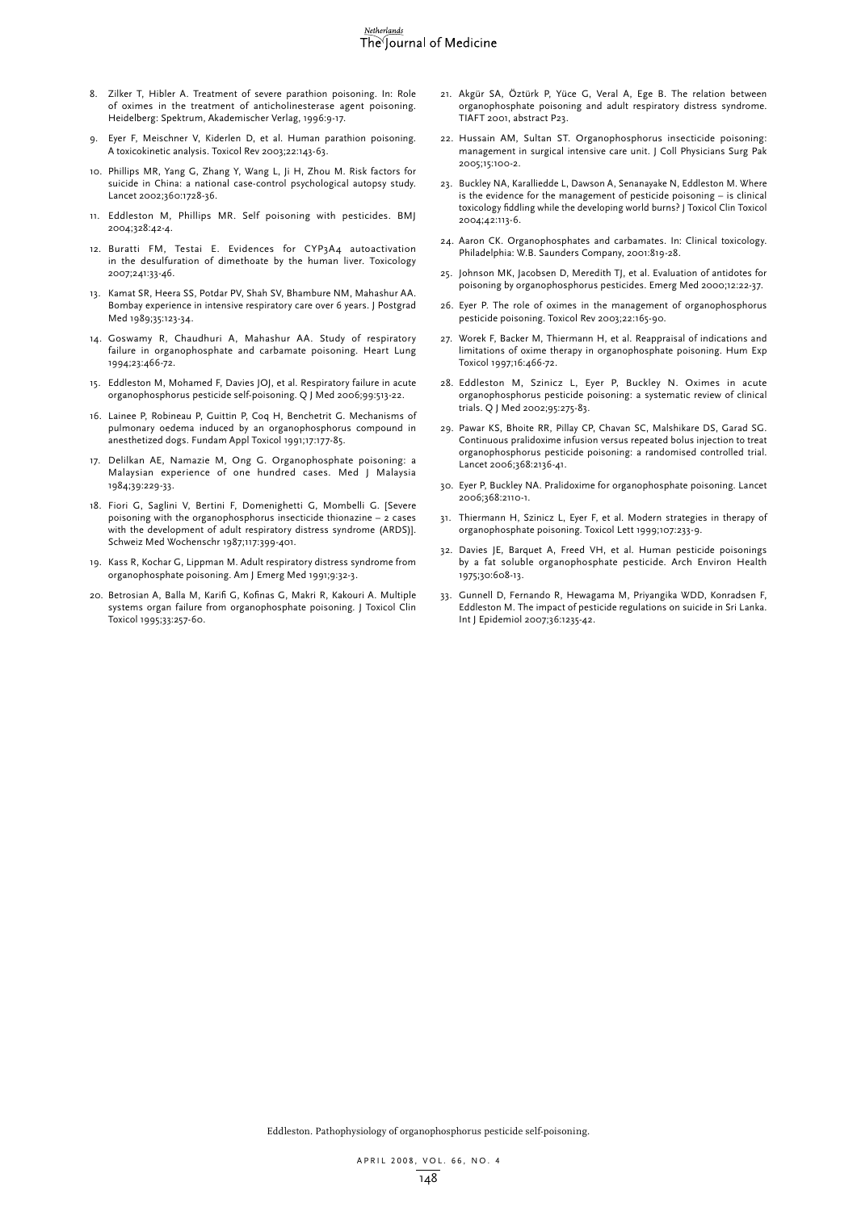8. Zilker T, Hibler A. Treatment of severe parathion poisoning. In: Role of oximes in the treatment of anticholinesterase agent poisoning. Heidelberg: Spektrum, Akademischer Verlag, 1996:9-17.
9. Eyer F, Meischner V, Kiderlen D, et al. Human parathion poisoning. A toxicokinetic analysis. Toxicol Rev 2003;22:143-63.
10. Phillips MR, Yang G, Zhang Y, Wang L, Ji H, Zhou M. Risk factors for suicide in China: a national case-control psychological autopsy study. Lancet 2002;360:1728-36.
11. Eddleston M, Phillips MR. Self poisoning with pesticides. BMJ 2004;328:42-4.
12. Buratti FM, Testai E. Evidences for CYP3A4 autoactivation in the desulfuration of dimethoate by the human liver. Toxicology 2007;241:33-46.
13. Kamat SR, Heera SS, Potdar PV, Shah SV, Bhambure NM, Mahashur AA. Bombay experience in intensive respiratory care over 6 years. J Postgrad Med 1989;35:123-34.
14. Goswamy R, Chaudhuri A, Mahashur AA. Study of respiratory failure in organophosphate and carbamate poisoning. Heart Lung 1994;23:466-72.
15. Eddleston M, Mohamed F, Davies JOJ, et al. Respiratory failure in acute organophosphorus pesticide self-poisoning. Q J Med 2006;99:513-22.
16. Lainee P, Robineau P, Guittin P, Coq H, Benchetrit G. Mechanisms of pulmonary oedema induced by an organophosphorus compound in anesthetized dogs. Fundam Appl Toxicol 1991;17:177-85.
17. Delilkan AE, Namazie M, Ong G. Organophosphate poisoning: a Malaysian experience of one hundred cases. Med J Malaysia 1984;39:229-33.
18. Fiori G, Saglini V, Bertini F, Domenighetti G, Mombelli G. [Severe poisoning with the organophosphorus insecticide thionazine – 2 cases with the development of adult respiratory distress syndrome (ARDS)]. Schweiz Med Wochenschr 1987;117:399-401.
19. Kass R, Kochar G, Lippman M. Adult respiratory distress syndrome from organophosphate poisoning. Am J Emerg Med 1991;9:32-3.
20. Betrosian A, Balla M, Karifi G, Kofinas G, Makri R, Kakouri A. Multiple systems organ failure from organophosphate poisoning. J Toxicol Clin Toxicol 1995;33:257-60.
21. Akgür SA, Öztürk P, Yüce G, Veral A, Ege B. The relation between organophosphate poisoning and adult respiratory distress syndrome. TIAFT 2001, abstract P23.
22. Hussain AM, Sultan ST. Organophosphorus insecticide poisoning: management in surgical intensive care unit. J Coll Physicians Surg Pak 2005;15:100-2.
23. Buckley NA, Karalliedde L, Dawson A, Senanayake N, Eddleston M. Where is the evidence for the management of pesticide poisoning – is clinical toxicology fiddling while the developing world burns? J Toxicol Clin Toxicol 2004;42:113-6.
24. Aaron CK. Organophosphates and carbamates. In: Clinical toxicology. Philadelphia: W.B. Saunders Company, 2001:819-28.
25. Johnson MK, Jacobsen D, Meredith TJ, et al. Evaluation of antidotes for poisoning by organophosphorus pesticides. Emerg Med 2000;12:22-37.
26. Eyer P. The role of oximes in the management of organophosphorus pesticide poisoning. Toxicol Rev 2003;22:165-90.
27. Worek F, Backer M, Thiermann H, et al. Reappraisal of indications and limitations of oxime therapy in organophosphate poisoning. Hum Exp Toxicol 1997;16:466-72.
28. Eddleston M, Szinicz L, Eyer P, Buckley N. Oximes in acute organophosphorus pesticide poisoning: a systematic review of clinical trials. Q J Med 2002;95:275-83.
29. Pawar KS, Bhoite RR, Pillay CP, Chavan SC, Malshikare DS, Garad SG. Continuous pralidoxime infusion versus repeated bolus injection to treat organophosphorus pesticide poisoning: a randomised controlled trial. Lancet 2006;368:2136-41.
30. Eyer P, Buckley NA. Pralidoxime for organophosphate poisoning. Lancet 2006;368:2110-1.
31. Thiermann H, Szinicz L, Eyer F, et al. Modern strategies in therapy of organophosphate poisoning. Toxicol Lett 1999;107:233-9.
32. Davies JE, Barquet A, Freed VH, et al. Human pesticide poisonings by a fat soluble organophosphate pesticide. Arch Environ Health 1975;30:608-13.
33. Gunnell D, Fernando R, Hewagama M, Priyangika WDD, Konradsen F, Eddleston M. The impact of pesticide regulations on suicide in Sri Lanka. Int J Epidemiol 2007;36:1235-42.